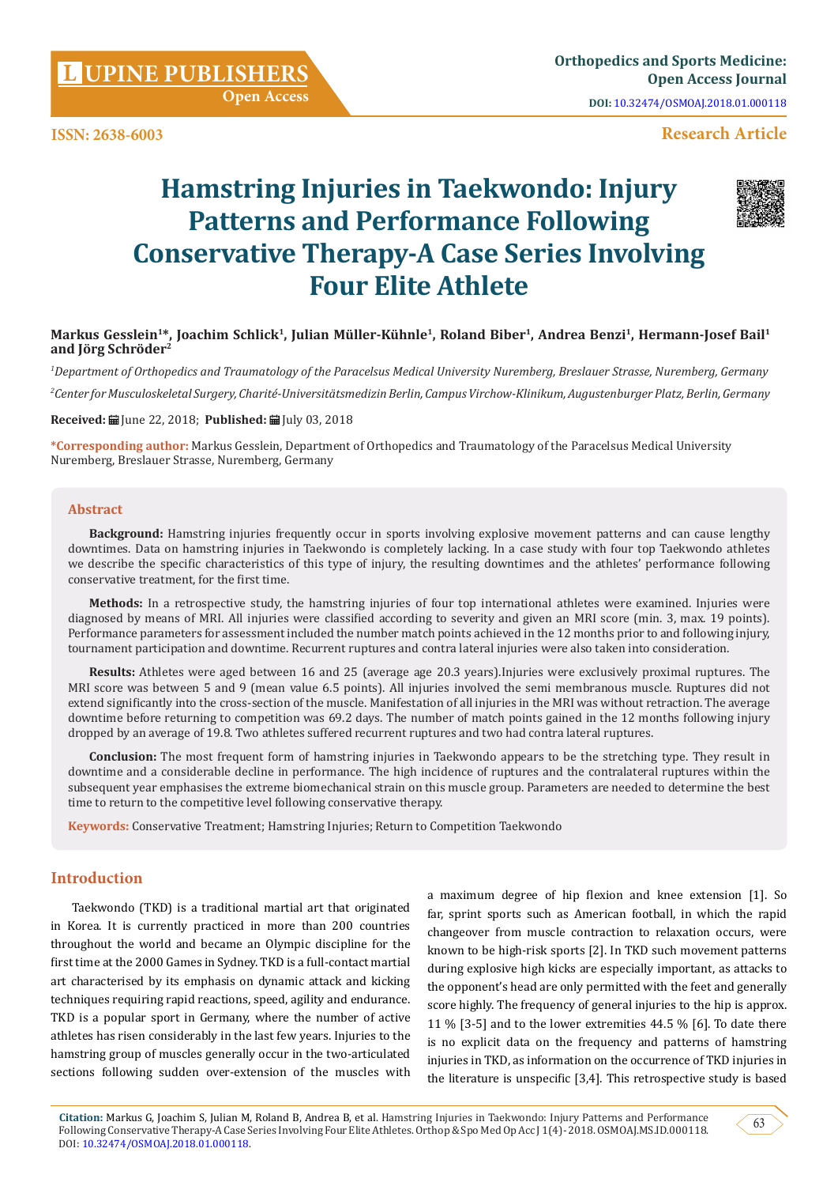# Hamstring Injuries in Taekwondo: Injury Patterns and Performance Following Conservative Therapy-A Case Series Involving Four Elite Athlete

**Markus Gesslein[1]*, Joachim Schlick[1], Julian Müller-Kühnle[1], Roland Biber[1], Andrea Benzi[1], Hermann-Josef Bail[1] and Jörg Schröder[2]**

*[1]Department of Orthopedics and Traumatology of the Paracelsus Medical University Nuremberg, Breslauer Strasse, Nuremberg, Germany*

*[2]Center for Musculoskeletal Surgery, Charité-Universitätsmedizin Berlin, Campus Virchow-Klinikum, Augustenburger Platz, Berlin, Germany*

**Received:** June 22, 2018; **Published:** July 03, 2018

**\*Corresponding author:** Markus Gesslein, Department of Orthopedics and Traumatology of the Paracelsus Medical University Nuremberg, Breslauer Strasse, Nuremberg, Germany

## Abstract

**Background:** Hamstring injuries frequently occur in sports involving explosive movement patterns and can cause lengthy downtimes. Data on hamstring injuries in Taekwondo is completely lacking. In a case study with four top Taekwondo athletes we describe the specific characteristics of this type of injury, the resulting downtimes and the athletes' performance following conservative treatment, for the first time.

**Methods:** In a retrospective study, the hamstring injuries of four top international athletes were examined. Injuries were diagnosed by means of MRI. All injuries were classified according to severity and given an MRI score (min. 3, max. 19 points). Performance parameters for assessment included the number match points achieved in the 12 months prior to and following injury, tournament participation and downtime. Recurrent ruptures and contra lateral injuries were also taken into consideration.

**Results:** Athletes were aged between 16 and 25 (average age 20.3 years).Injuries were exclusively proximal ruptures. The MRI score was between 5 and 9 (mean value 6.5 points). All injuries involved the semi membranous muscle. Ruptures did not extend significantly into the cross-section of the muscle. Manifestation of all injuries in the MRI was without retraction. The average downtime before returning to competition was 69.2 days. The number of match points gained in the 12 months following injury dropped by an average of 19.8. Two athletes suffered recurrent ruptures and two had contra lateral ruptures.

**Conclusion:** The most frequent form of hamstring injuries in Taekwondo appears to be the stretching type. They result in downtime and a considerable decline in performance. The high incidence of ruptures and the contralateral ruptures within the subsequent year emphasises the extreme biomechanical strain on this muscle group. Parameters are needed to determine the best time to return to the competitive level following conservative therapy.

**Keywords:** Conservative Treatment; Hamstring Injuries; Return to Competition Taekwondo

## Introduction

Taekwondo (TKD) is a traditional martial art that originated in Korea. It is currently practiced in more than 200 countries throughout the world and became an Olympic discipline for the first time at the 2000 Games in Sydney. TKD is a full-contact martial art characterised by its emphasis on dynamic attack and kicking techniques requiring rapid reactions, speed, agility and endurance. TKD is a popular sport in Germany, where the number of active athletes has risen considerably in the last few years. Injuries to the hamstring group of muscles generally occur in the two-articulated sections following sudden over-extension of the muscles with a maximum degree of hip flexion and knee extension [1]. So far, sprint sports such as American football, in which the rapid changeover from muscle contraction to relaxation occurs, were known to be high-risk sports [2]. In TKD such movement patterns during explosive high kicks are especially important, as attacks to the opponent's head are only permitted with the feet and generally score highly. The frequency of general injuries to the hip is approx. 11 % [3-5] and to the lower extremities 44.5 % [6]. To date there is no explicit data on the frequency and patterns of hamstring injuries in TKD, as information on the occurrence of TKD injuries in the literature is unspecific [3,4]. This retrospective study is based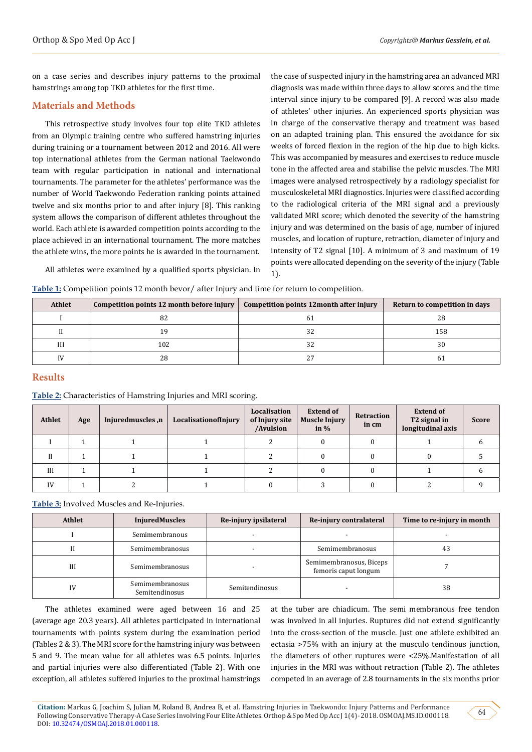on a case series and describes injury patterns to the proximal hamstrings among top TKD athletes for the first time.

## Materials and Methods

This retrospective study involves four top elite TKD athletes from an Olympic training centre who suffered hamstring injuries during training or a tournament between 2012 and 2016. All were top international athletes from the German national Taekwondo team with regular participation in national and international tournaments. The parameter for the athletes' performance was the number of World Taekwondo Federation ranking points attained twelve and six months prior to and after injury [8]. This ranking system allows the comparison of different athletes throughout the world. Each athlete is awarded competition points according to the place achieved in an international tournament. The more matches the athlete wins, the more points he is awarded in the tournament.

All athletes were examined by a qualified sports physician. In the case of suspected injury in the hamstring area an advanced MRI diagnosis was made within three days to allow scores and the time interval since injury to be compared [9]. A record was also made of athletes' other injuries. An experienced sports physician was in charge of the conservative therapy and treatment was based on an adapted training plan. This ensured the avoidance for six weeks of forced flexion in the region of the hip due to high kicks. This was accompanied by measures and exercises to reduce muscle tone in the affected area and stabilise the pelvic muscles. The MRI images were analysed retrospectively by a radiology specialist for musculoskeletal MRI diagnostics. Injuries were classified according to the radiological criteria of the MRI signal and a previously validated MRI score; which denoted the severity of the hamstring injury and was determined on the basis of age, number of injured muscles, and location of rupture, retraction, diameter of injury and intensity of T2 signal [10]. A minimum of 3 and maximum of 19 points were allocated depending on the severity of the injury (Table 1).

**Table 1:** Competition points 12 month bevor/ after Injury and time for return to competition.

| Athlet | Competition points 12 month before injury | Competition points 12month after injury | Return to competition in days |
|---|---|---|---|
| I | 82 | 61 | 28 |
| II | 19 | 32 | 158 |
| III | 102 | 32 | 30 |
| IV | 28 | 27 | 61 |

## Results

**Table 2:** Characteristics of Hamstring Injuries and MRI scoring.

| Athlet | Age | Injuredmuscles ,n | LocalisationofInjury | Localisation of Injury site /Avulsion | Extend of Muscle Injury in % | Retraction in cm | Extend of T2 signal in longitudinal axis | Score |
|---|---|---|---|---|---|---|---|---|
| I | 1 | 1 | 1 | 2 | 0 | 0 | 1 | 6 |
| II | 1 | 1 | 1 | 2 | 0 | 0 | 0 | 5 |
| III | 1 | 1 | 1 | 2 | 0 | 0 | 1 | 6 |
| IV | 1 | 2 | 1 | 0 | 3 | 0 | 2 | 9 |

**Table 3:** Involved Muscles and Re-Injuries.

| Athlet | InjuredMuscles | Re-injury ipsilateral | Re-injury contralateral | Time to re-injury in month |
|---|---|---|---|---|
| I | Semimembranous | - | - | - |
| II | Semimembranosus | - | Semimembranosus | 43 |
| III | Semimembranosus | - | Semimembranosus, Biceps femoris caput longum | 7 |
| IV | Semimembranosus Semitendinosus | Semitendinosus | - | 38 |

The athletes examined were aged between 16 and 25 (average age 20.3 years). All athletes participated in international tournaments with points system during the examination period (Tables 2 & 3). The MRI score for the hamstring injury was between 5 and 9. The mean value for all athletes was 6.5 points. Injuries and partial injuries were also differentiated (Table 2). With one exception, all athletes suffered injuries to the proximal hamstrings at the tuber are chiadicum. The semi membranous free tendon was involved in all injuries. Ruptures did not extend significantly into the cross-section of the muscle. Just one athlete exhibited an ectasia >75% with an injury at the musculo tendinous junction, the diameters of other ruptures were <25%.Manifestation of all injuries in the MRI was without retraction (Table 2). The athletes competed in an average of 2.8 tournaments in the six months prior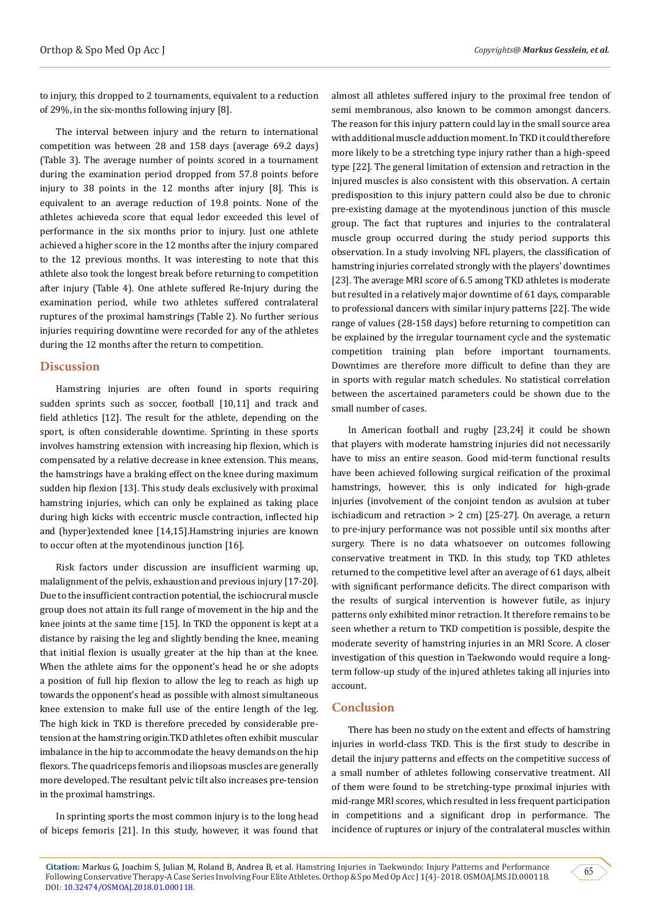to injury, this dropped to 2 tournaments, equivalent to a reduction of 29%, in the six-months following injury [8].

The interval between injury and the return to international competition was between 28 and 158 days (average 69.2 days) (Table 3). The average number of points scored in a tournament during the examination period dropped from 57.8 points before injury to 38 points in the 12 months after injury [8]. This is equivalent to an average reduction of 19.8 points. None of the athletes achieveda score that equal ledor exceeded this level of performance in the six months prior to injury. Just one athlete achieved a higher score in the 12 months after the injury compared to the 12 previous months. It was interesting to note that this athlete also took the longest break before returning to competition after injury (Table 4). One athlete suffered Re-Injury during the examination period, while two athletes suffered contralateral ruptures of the proximal hamstrings (Table 2). No further serious injuries requiring downtime were recorded for any of the athletes during the 12 months after the return to competition.

## Discussion

Hamstring injuries are often found in sports requiring sudden sprints such as soccer, football [10,11] and track and field athletics [12]. The result for the athlete, depending on the sport, is often considerable downtime. Sprinting in these sports involves hamstring extension with increasing hip flexion, which is compensated by a relative decrease in knee extension. This means, the hamstrings have a braking effect on the knee during maximum sudden hip flexion [13]. This study deals exclusively with proximal hamstring injuries, which can only be explained as taking place during high kicks with eccentric muscle contraction, inflected hip and (hyper)extended knee [14,15].Hamstring injuries are known to occur often at the myotendinous junction [16].

Risk factors under discussion are insufficient warming up, malalignment of the pelvis, exhaustion and previous injury [17-20]. Due to the insufficient contraction potential, the ischiocrural muscle group does not attain its full range of movement in the hip and the knee joints at the same time [15]. In TKD the opponent is kept at a distance by raising the leg and slightly bending the knee, meaning that initial flexion is usually greater at the hip than at the knee. When the athlete aims for the opponent's head he or she adopts a position of full hip flexion to allow the leg to reach as high up towards the opponent's head as possible with almost simultaneous knee extension to make full use of the entire length of the leg. The high kick in TKD is therefore preceded by considerable pre-tension at the hamstring origin.TKD athletes often exhibit muscular imbalance in the hip to accommodate the heavy demands on the hip flexors. The quadriceps femoris and iliopsoas muscles are generally more developed. The resultant pelvic tilt also increases pre-tension in the proximal hamstrings.

In sprinting sports the most common injury is to the long head of biceps femoris [21]. In this study, however, it was found that almost all athletes suffered injury to the proximal free tendon of semi membranous, also known to be common amongst dancers. The reason for this injury pattern could lay in the small source area with additional muscle adduction moment. In TKD it could therefore more likely to be a stretching type injury rather than a high-speed type [22]. The general limitation of extension and retraction in the injured muscles is also consistent with this observation. A certain predisposition to this injury pattern could also be due to chronic pre-existing damage at the myotendinous junction of this muscle group. The fact that ruptures and injuries to the contralateral muscle group occurred during the study period supports this observation. In a study involving NFL players, the classification of hamstring injuries correlated strongly with the players' downtimes [23]. The average MRI score of 6.5 among TKD athletes is moderate but resulted in a relatively major downtime of 61 days, comparable to professional dancers with similar injury patterns [22]. The wide range of values (28-158 days) before returning to competition can be explained by the irregular tournament cycle and the systematic competition training plan before important tournaments. Downtimes are therefore more difficult to define than they are in sports with regular match schedules. No statistical correlation between the ascertained parameters could be shown due to the small number of cases.

In American football and rugby [23,24] it could be shown that players with moderate hamstring injuries did not necessarily have to miss an entire season. Good mid-term functional results have been achieved following surgical reification of the proximal hamstrings, however, this is only indicated for high-grade injuries (involvement of the conjoint tendon as avulsion at tuber ischiadicum and retraction > 2 cm) [25-27]. On average, a return to pre-injury performance was not possible until six months after surgery. There is no data whatsoever on outcomes following conservative treatment in TKD. In this study, top TKD athletes returned to the competitive level after an average of 61 days, albeit with significant performance deficits. The direct comparison with the results of surgical intervention is however futile, as injury patterns only exhibited minor retraction. It therefore remains to be seen whether a return to TKD competition is possible, despite the moderate severity of hamstring injuries in an MRI Score. A closer investigation of this question in Taekwondo would require a long-term follow-up study of the injured athletes taking all injuries into account.

## Conclusion

There has been no study on the extent and effects of hamstring injuries in world-class TKD. This is the first study to describe in detail the injury patterns and effects on the competitive success of a small number of athletes following conservative treatment. All of them were found to be stretching-type proximal injuries with mid-range MRI scores, which resulted in less frequent participation in competitions and a significant drop in performance. The incidence of ruptures or injury of the contralateral muscles within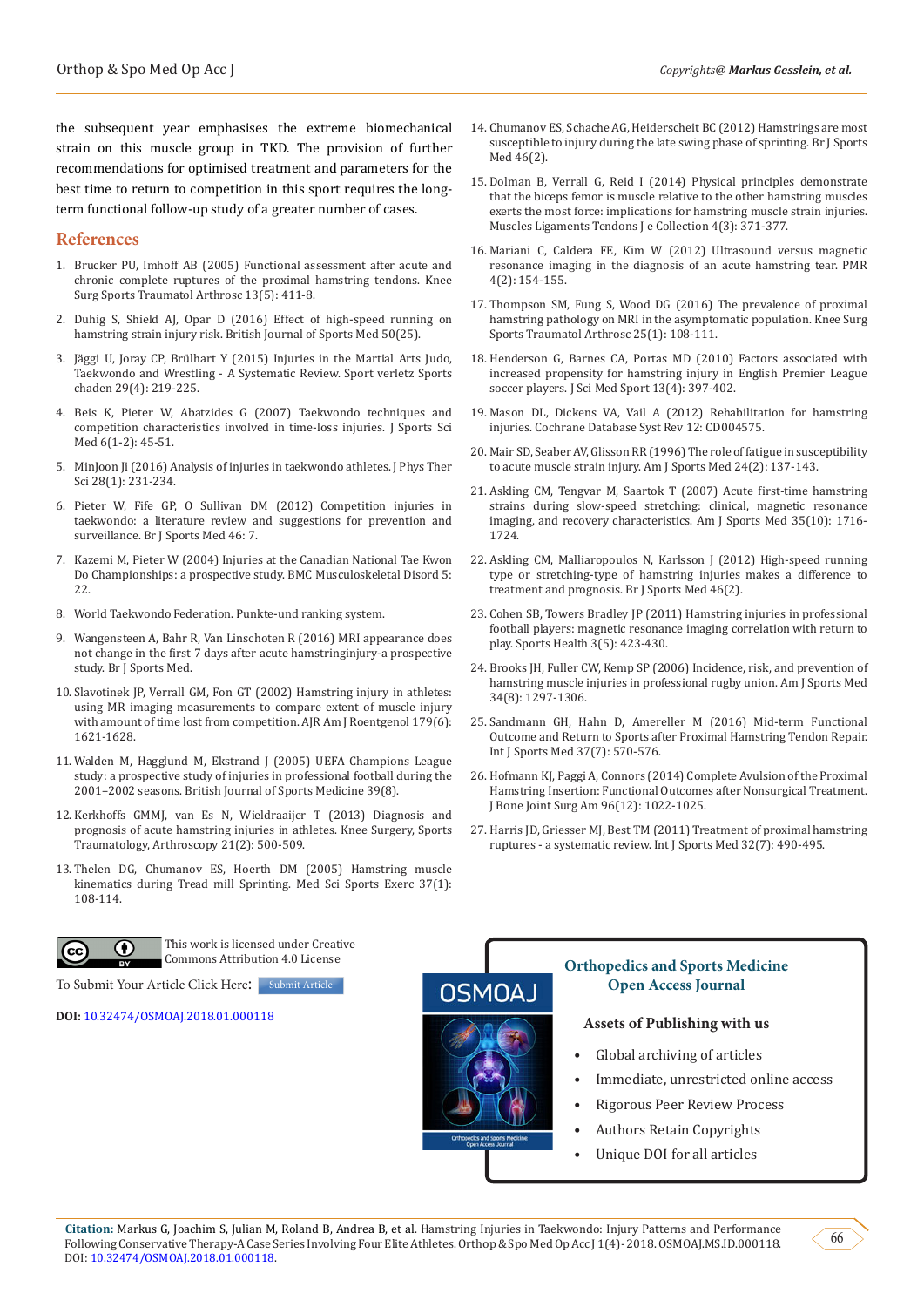the subsequent year emphasises the extreme biomechanical strain on this muscle group in TKD. The provision of further recommendations for optimised treatment and parameters for the best time to return to competition in this sport requires the long-term functional follow-up study of a greater number of cases.

## References

1. Brucker PU, Imhoff AB (2005) Functional assessment after acute and chronic complete ruptures of the proximal hamstring tendons. Knee Surg Sports Traumatol Arthrosc 13(5): 411-8.
2. Duhig S, Shield AJ, Opar D (2016) Effect of high-speed running on hamstring strain injury risk. British Journal of Sports Med 50(25).
3. Jäggi U, Joray CP, Brülhart Y (2015) Injuries in the Martial Arts Judo, Taekwondo and Wrestling - A Systematic Review. Sport verletz Sports chaden 29(4): 219-225.
4. Beis K, Pieter W, Abatzides G (2007) Taekwondo techniques and competition characteristics involved in time-loss injuries. J Sports Sci Med 6(1-2): 45-51.
5. MinJoon Ji (2016) Analysis of injuries in taekwondo athletes. J Phys Ther Sci 28(1): 231-234.
6. Pieter W, Fife GP, O Sullivan DM (2012) Competition injuries in taekwondo: a literature review and suggestions for prevention and surveillance. Br J Sports Med 46: 7.
7. Kazemi M, Pieter W (2004) Injuries at the Canadian National Tae Kwon Do Championships: a prospective study. BMC Musculoskeletal Disord 5: 22.
8. World Taekwondo Federation. Punkte-und ranking system.
9. Wangensteen A, Bahr R, Van Linschoten R (2016) MRI appearance does not change in the first 7 days after acute hamstringinjury-a prospective study. Br J Sports Med.
10. Slavotinek JP, Verrall GM, Fon GT (2002) Hamstring injury in athletes: using MR imaging measurements to compare extent of muscle injury with amount of time lost from competition. AJR Am J Roentgenol 179(6): 1621-1628.
11. Walden M, Hagglund M, Ekstrand J (2005) UEFA Champions League study: a prospective study of injuries in professional football during the 2001–2002 seasons. British Journal of Sports Medicine 39(8).
12. Kerkhoffs GMMJ, van Es N, Wieldraaijer T (2013) Diagnosis and prognosis of acute hamstring injuries in athletes. Knee Surgery, Sports Traumatology, Arthroscopy 21(2): 500-509.
13. Thelen DG, Chumanov ES, Hoerth DM (2005) Hamstring muscle kinematics during Tread mill Sprinting. Med Sci Sports Exerc 37(1): 108-114.
14. Chumanov ES, Schache AG, Heiderscheit BC (2012) Hamstrings are most susceptible to injury during the late swing phase of sprinting. Br J Sports Med 46(2).
15. Dolman B, Verrall G, Reid I (2014) Physical principles demonstrate that the biceps femor is muscle relative to the other hamstring muscles exerts the most force: implications for hamstring muscle strain injuries. Muscles Ligaments Tendons J e Collection 4(3): 371-377.
16. Mariani C, Caldera FE, Kim W (2012) Ultrasound versus magnetic resonance imaging in the diagnosis of an acute hamstring tear. PMR 4(2): 154-155.
17. Thompson SM, Fung S, Wood DG (2016) The prevalence of proximal hamstring pathology on MRI in the asymptomatic population. Knee Surg Sports Traumatol Arthrosc 25(1): 108-111.
18. Henderson G, Barnes CA, Portas MD (2010) Factors associated with increased propensity for hamstring injury in English Premier League soccer players. J Sci Med Sport 13(4): 397-402.
19. Mason DL, Dickens VA, Vail A (2012) Rehabilitation for hamstring injuries. Cochrane Database Syst Rev 12: CD004575.
20. Mair SD, Seaber AV, Glisson RR (1996) The role of fatigue in susceptibility to acute muscle strain injury. Am J Sports Med 24(2): 137-143.
21. Askling CM, Tengvar M, Saartok T (2007) Acute first-time hamstring strains during slow-speed stretching: clinical, magnetic resonance imaging, and recovery characteristics. Am J Sports Med 35(10): 1716-1724.
22. Askling CM, Malliaropoulos N, Karlsson J (2012) High-speed running type or stretching-type of hamstring injuries makes a difference to treatment and prognosis. Br J Sports Med 46(2).
23. Cohen SB, Towers Bradley JP (2011) Hamstring injuries in professional football players: magnetic resonance imaging correlation with return to play. Sports Health 3(5): 423-430.
24. Brooks JH, Fuller CW, Kemp SP (2006) Incidence, risk, and prevention of hamstring muscle injuries in professional rugby union. Am J Sports Med 34(8): 1297-1306.
25. Sandmann GH, Hahn D, Amereller M (2016) Mid-term Functional Outcome and Return to Sports after Proximal Hamstring Tendon Repair. Int J Sports Med 37(7): 570-576.
26. Hofmann KJ, Paggi A, Connors (2014) Complete Avulsion of the Proximal Hamstring Insertion: Functional Outcomes after Nonsurgical Treatment. J Bone Joint Surg Am 96(12): 1022-1025.
27. Harris JD, Griesser MJ, Best TM (2011) Treatment of proximal hamstring ruptures - a systematic review. Int J Sports Med 32(7): 490-495.

This work is licensed under Creative Commons Attribution 4.0 License

To Submit Your Article Click Here: Submit Article

**DOI:** 10.32474/OSMOAJ.2018.01.000118

**Orthopedics and Sports Medicine Open Access Journal**

**Assets of Publishing with us**

- Global archiving of articles
- Immediate, unrestricted online access
- Rigorous Peer Review Process
- Authors Retain Copyrights
- Unique DOI for all articles

**Citation:** Markus G, Joachim S, Julian M, Roland B, Andrea B, et al. Hamstring Injuries in Taekwondo: Injury Patterns and Performance Following Conservative Therapy-A Case Series Involving Four Elite Athletes. Orthop & Spo Med Op Acc J 1(4)- 2018. OSMOAJ.MS.ID.000118. DOI: 10.32474/OSMOAJ.2018.01.000118.